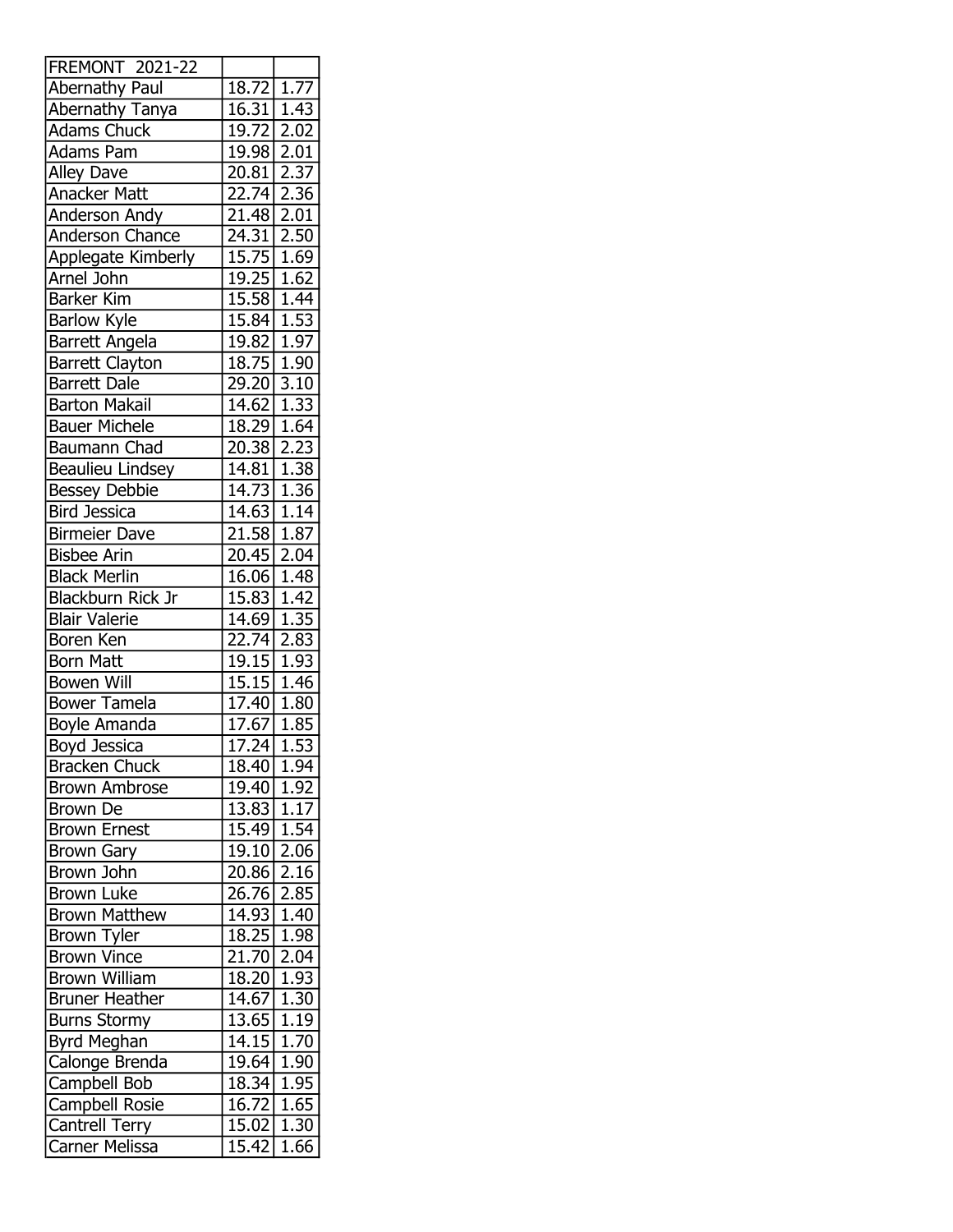| FREMONT 2021-22 | | |
| --- | --- | --- |
| Abernathy Paul | 18.72 | 1.77 |
| Abernathy Tanya | 16.31 | 1.43 |
| Adams Chuck | 19.72 | 2.02 |
| Adams Pam | 19.98 | 2.01 |
| Alley Dave | 20.81 | 2.37 |
| Anacker Matt | 22.74 | 2.36 |
| Anderson Andy | 21.48 | 2.01 |
| Anderson Chance | 24.31 | 2.50 |
| Applegate Kimberly | 15.75 | 1.69 |
| Arnel John | 19.25 | 1.62 |
| Barker Kim | 15.58 | 1.44 |
| Barlow Kyle | 15.84 | 1.53 |
| Barrett Angela | 19.82 | 1.97 |
| Barrett Clayton | 18.75 | 1.90 |
| Barrett Dale | 29.20 | 3.10 |
| Barton Makail | 14.62 | 1.33 |
| Bauer Michele | 18.29 | 1.64 |
| Baumann Chad | 20.38 | 2.23 |
| Beaulieu Lindsey | 14.81 | 1.38 |
| Bessey Debbie | 14.73 | 1.36 |
| Bird Jessica | 14.63 | 1.14 |
| Birmeier Dave | 21.58 | 1.87 |
| Bisbee Arin | 20.45 | 2.04 |
| Black Merlin | 16.06 | 1.48 |
| Blackburn Rick Jr | 15.83 | 1.42 |
| Blair Valerie | 14.69 | 1.35 |
| Boren Ken | 22.74 | 2.83 |
| Born Matt | 19.15 | 1.93 |
| Bowen Will | 15.15 | 1.46 |
| Bower Tamela | 17.40 | 1.80 |
| Boyle Amanda | 17.67 | 1.85 |
| Boyd Jessica | 17.24 | 1.53 |
| Bracken Chuck | 18.40 | 1.94 |
| Brown Ambrose | 19.40 | 1.92 |
| Brown De | 13.83 | 1.17 |
| Brown Ernest | 15.49 | 1.54 |
| Brown Gary | 19.10 | 2.06 |
| Brown John | 20.86 | 2.16 |
| Brown Luke | 26.76 | 2.85 |
| Brown Matthew | 14.93 | 1.40 |
| Brown Tyler | 18.25 | 1.98 |
| Brown Vince | 21.70 | 2.04 |
| Brown William | 18.20 | 1.93 |
| Bruner Heather | 14.67 | 1.30 |
| Burns Stormy | 13.65 | 1.19 |
| Byrd Meghan | 14.15 | 1.70 |
| Calonge Brenda | 19.64 | 1.90 |
| Campbell Bob | 18.34 | 1.95 |
| Campbell Rosie | 16.72 | 1.65 |
| Cantrell Terry | 15.02 | 1.30 |
| Carner Melissa | 15.42 | 1.66 |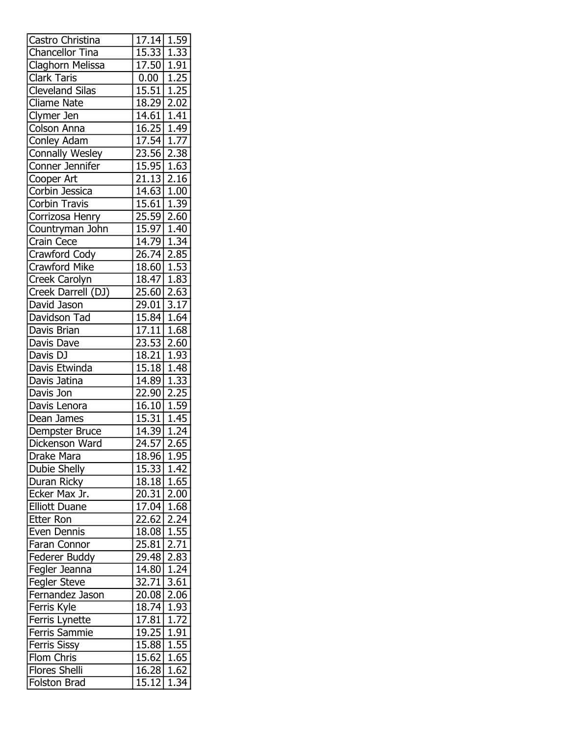| | | |
|---|---|---|
| Castro Christina | 17.14 | 1.59 |
| Chancellor Tina | 15.33 | 1.33 |
| Claghorn Melissa | 17.50 | 1.91 |
| Clark Taris | 0.00 | 1.25 |
| Cleveland Silas | 15.51 | 1.25 |
| Cliame Nate | 18.29 | 2.02 |
| Clymer Jen | 14.61 | 1.41 |
| Colson Anna | 16.25 | 1.49 |
| Conley Adam | 17.54 | 1.77 |
| Connally Wesley | 23.56 | 2.38 |
| Conner Jennifer | 15.95 | 1.63 |
| Cooper Art | 21.13 | 2.16 |
| Corbin Jessica | 14.63 | 1.00 |
| Corbin Travis | 15.61 | 1.39 |
| Corrizosa Henry | 25.59 | 2.60 |
| Countryman John | 15.97 | 1.40 |
| Crain Cece | 14.79 | 1.34 |
| Crawford Cody | 26.74 | 2.85 |
| Crawford Mike | 18.60 | 1.53 |
| Creek Carolyn | 18.47 | 1.83 |
| Creek Darrell (DJ) | 25.60 | 2.63 |
| David Jason | 29.01 | 3.17 |
| Davidson Tad | 15.84 | 1.64 |
| Davis Brian | 17.11 | 1.68 |
| Davis Dave | 23.53 | 2.60 |
| Davis DJ | 18.21 | 1.93 |
| Davis Etwinda | 15.18 | 1.48 |
| Davis Jatina | 14.89 | 1.33 |
| Davis Jon | 22.90 | 2.25 |
| Davis Lenora | 16.10 | 1.59 |
| Dean James | 15.31 | 1.45 |
| Dempster Bruce | 14.39 | 1.24 |
| Dickenson Ward | 24.57 | 2.65 |
| Drake Mara | 18.96 | 1.95 |
| Dubie Shelly | 15.33 | 1.42 |
| Duran Ricky | 18.18 | 1.65 |
| Ecker Max Jr. | 20.31 | 2.00 |
| Elliott Duane | 17.04 | 1.68 |
| Etter Ron | 22.62 | 2.24 |
| Even Dennis | 18.08 | 1.55 |
| Faran Connor | 25.81 | 2.71 |
| Federer Buddy | 29.48 | 2.83 |
| Fegler Jeanna | 14.80 | 1.24 |
| Fegler Steve | 32.71 | 3.61 |
| Fernandez Jason | 20.08 | 2.06 |
| Ferris Kyle | 18.74 | 1.93 |
| Ferris Lynette | 17.81 | 1.72 |
| Ferris Sammie | 19.25 | 1.91 |
| Ferris Sissy | 15.88 | 1.55 |
| Flom Chris | 15.62 | 1.65 |
| Flores Shelli | 16.28 | 1.62 |
| Folston Brad | 15.12 | 1.34 |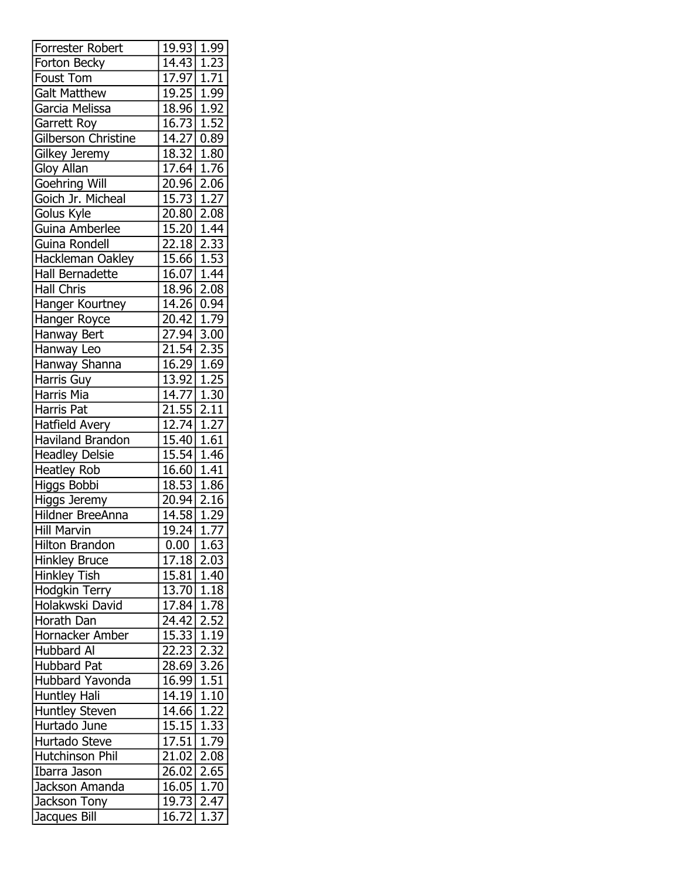| | | |
|---|---|---|
| Forrester Robert | 19.93 | 1.99 |
| Forton Becky | 14.43 | 1.23 |
| Foust Tom | 17.97 | 1.71 |
| Galt Matthew | 19.25 | 1.99 |
| Garcia Melissa | 18.96 | 1.92 |
| Garrett Roy | 16.73 | 1.52 |
| Gilberson Christine | 14.27 | 0.89 |
| Gilkey Jeremy | 18.32 | 1.80 |
| Gloy Allan | 17.64 | 1.76 |
| Goehring Will | 20.96 | 2.06 |
| Goich Jr. Micheal | 15.73 | 1.27 |
| Golus Kyle | 20.80 | 2.08 |
| Guina Amberlee | 15.20 | 1.44 |
| Guina Rondell | 22.18 | 2.33 |
| Hackleman Oakley | 15.66 | 1.53 |
| Hall Bernadette | 16.07 | 1.44 |
| Hall Chris | 18.96 | 2.08 |
| Hanger Kourtney | 14.26 | 0.94 |
| Hanger Royce | 20.42 | 1.79 |
| Hanway Bert | 27.94 | 3.00 |
| Hanway Leo | 21.54 | 2.35 |
| Hanway Shanna | 16.29 | 1.69 |
| Harris Guy | 13.92 | 1.25 |
| Harris Mia | 14.77 | 1.30 |
| Harris Pat | 21.55 | 2.11 |
| Hatfield Avery | 12.74 | 1.27 |
| Haviland Brandon | 15.40 | 1.61 |
| Headley Delsie | 15.54 | 1.46 |
| Heatley Rob | 16.60 | 1.41 |
| Higgs Bobbi | 18.53 | 1.86 |
| Higgs Jeremy | 20.94 | 2.16 |
| Hildner BreeAnna | 14.58 | 1.29 |
| Hill Marvin | 19.24 | 1.77 |
| Hilton Brandon | 0.00 | 1.63 |
| Hinkley Bruce | 17.18 | 2.03 |
| Hinkley Tish | 15.81 | 1.40 |
| Hodgkin Terry | 13.70 | 1.18 |
| Holakwski David | 17.84 | 1.78 |
| Horath Dan | 24.42 | 2.52 |
| Hornacker Amber | 15.33 | 1.19 |
| Hubbard Al | 22.23 | 2.32 |
| Hubbard Pat | 28.69 | 3.26 |
| Hubbard Yavonda | 16.99 | 1.51 |
| Huntley Hali | 14.19 | 1.10 |
| Huntley Steven | 14.66 | 1.22 |
| Hurtado June | 15.15 | 1.33 |
| Hurtado Steve | 17.51 | 1.79 |
| Hutchinson Phil | 21.02 | 2.08 |
| Ibarra Jason | 26.02 | 2.65 |
| Jackson Amanda | 16.05 | 1.70 |
| Jackson Tony | 19.73 | 2.47 |
| Jacques Bill | 16.72 | 1.37 |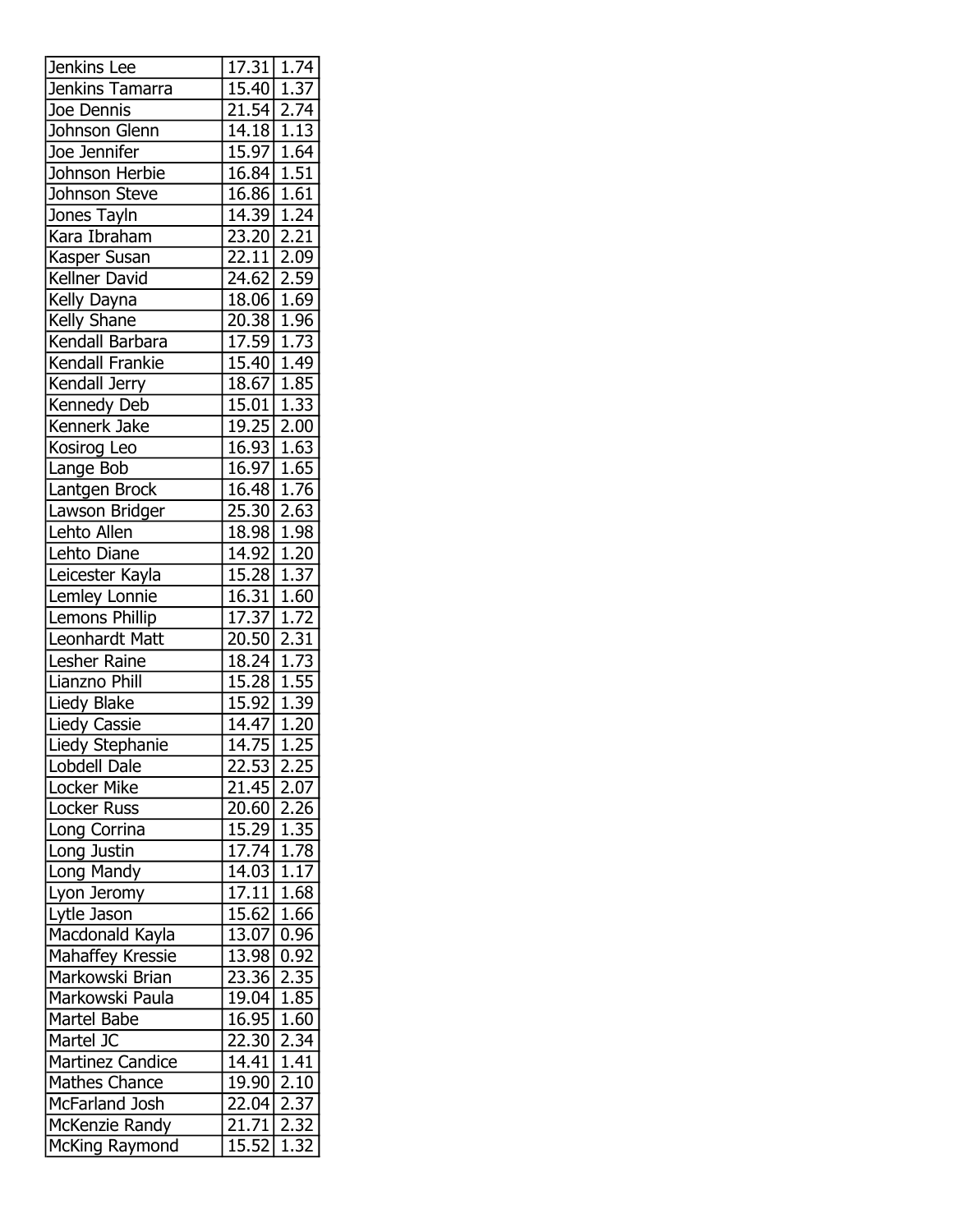| | | |
|---|---|---|
| Jenkins Lee | 17.31 | 1.74 |
| Jenkins Tamarra | 15.40 | 1.37 |
| Joe Dennis | 21.54 | 2.74 |
| Johnson Glenn | 14.18 | 1.13 |
| Joe Jennifer | 15.97 | 1.64 |
| Johnson Herbie | 16.84 | 1.51 |
| Johnson Steve | 16.86 | 1.61 |
| Jones Tayln | 14.39 | 1.24 |
| Kara Ibraham | 23.20 | 2.21 |
| Kasper Susan | 22.11 | 2.09 |
| Kellner David | 24.62 | 2.59 |
| Kelly Dayna | 18.06 | 1.69 |
| Kelly Shane | 20.38 | 1.96 |
| Kendall Barbara | 17.59 | 1.73 |
| Kendall Frankie | 15.40 | 1.49 |
| Kendall Jerry | 18.67 | 1.85 |
| Kennedy Deb | 15.01 | 1.33 |
| Kennerk Jake | 19.25 | 2.00 |
| Kosirog Leo | 16.93 | 1.63 |
| Lange Bob | 16.97 | 1.65 |
| Lantgen Brock | 16.48 | 1.76 |
| Lawson Bridger | 25.30 | 2.63 |
| Lehto Allen | 18.98 | 1.98 |
| Lehto Diane | 14.92 | 1.20 |
| Leicester Kayla | 15.28 | 1.37 |
| Lemley Lonnie | 16.31 | 1.60 |
| Lemons Phillip | 17.37 | 1.72 |
| Leonhardt Matt | 20.50 | 2.31 |
| Lesher Raine | 18.24 | 1.73 |
| Lianzno Phill | 15.28 | 1.55 |
| Liedy Blake | 15.92 | 1.39 |
| Liedy Cassie | 14.47 | 1.20 |
| Liedy Stephanie | 14.75 | 1.25 |
| Lobdell Dale | 22.53 | 2.25 |
| Locker Mike | 21.45 | 2.07 |
| Locker Russ | 20.60 | 2.26 |
| Long Corrina | 15.29 | 1.35 |
| Long Justin | 17.74 | 1.78 |
| Long Mandy | 14.03 | 1.17 |
| Lyon Jeromy | 17.11 | 1.68 |
| Lytle Jason | 15.62 | 1.66 |
| Macdonald Kayla | 13.07 | 0.96 |
| Mahaffey Kressie | 13.98 | 0.92 |
| Markowski Brian | 23.36 | 2.35 |
| Markowski Paula | 19.04 | 1.85 |
| Martel Babe | 16.95 | 1.60 |
| Martel JC | 22.30 | 2.34 |
| Martinez Candice | 14.41 | 1.41 |
| Mathes Chance | 19.90 | 2.10 |
| McFarland Josh | 22.04 | 2.37 |
| McKenzie Randy | 21.71 | 2.32 |
| McKing Raymond | 15.52 | 1.32 |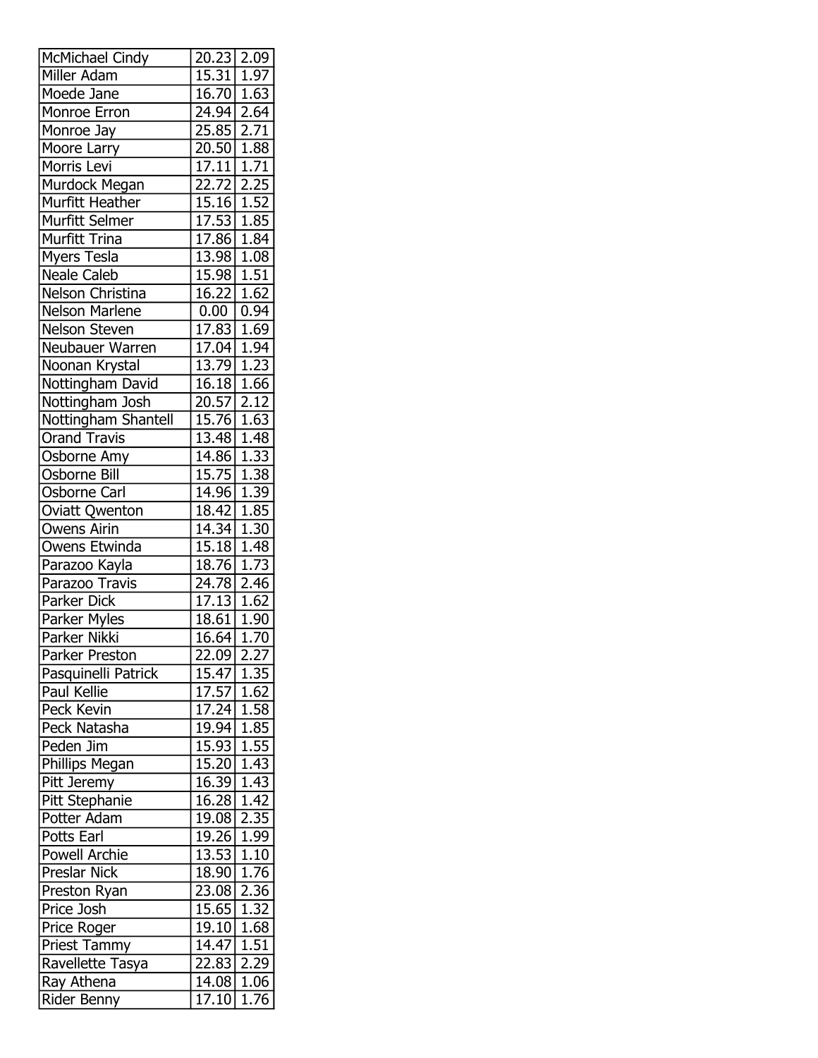| | | |
|---|---|---|
| McMichael Cindy | 20.23 | 2.09 |
| Miller Adam | 15.31 | 1.97 |
| Moede Jane | 16.70 | 1.63 |
| Monroe Erron | 24.94 | 2.64 |
| Monroe Jay | 25.85 | 2.71 |
| Moore Larry | 20.50 | 1.88 |
| Morris Levi | 17.11 | 1.71 |
| Murdock Megan | 22.72 | 2.25 |
| Murfitt Heather | 15.16 | 1.52 |
| Murfitt Selmer | 17.53 | 1.85 |
| Murfitt Trina | 17.86 | 1.84 |
| Myers Tesla | 13.98 | 1.08 |
| Neale Caleb | 15.98 | 1.51 |
| Nelson Christina | 16.22 | 1.62 |
| Nelson Marlene | 0.00 | 0.94 |
| Nelson Steven | 17.83 | 1.69 |
| Neubauer Warren | 17.04 | 1.94 |
| Noonan Krystal | 13.79 | 1.23 |
| Nottingham David | 16.18 | 1.66 |
| Nottingham Josh | 20.57 | 2.12 |
| Nottingham Shantell | 15.76 | 1.63 |
| Orand Travis | 13.48 | 1.48 |
| Osborne Amy | 14.86 | 1.33 |
| Osborne Bill | 15.75 | 1.38 |
| Osborne Carl | 14.96 | 1.39 |
| Oviatt Qwenton | 18.42 | 1.85 |
| Owens Airin | 14.34 | 1.30 |
| Owens Etwinda | 15.18 | 1.48 |
| Parazoo Kayla | 18.76 | 1.73 |
| Parazoo Travis | 24.78 | 2.46 |
| Parker Dick | 17.13 | 1.62 |
| Parker Myles | 18.61 | 1.90 |
| Parker Nikki | 16.64 | 1.70 |
| Parker Preston | 22.09 | 2.27 |
| Pasquinelli Patrick | 15.47 | 1.35 |
| Paul Kellie | 17.57 | 1.62 |
| Peck Kevin | 17.24 | 1.58 |
| Peck Natasha | 19.94 | 1.85 |
| Peden Jim | 15.93 | 1.55 |
| Phillips Megan | 15.20 | 1.43 |
| Pitt Jeremy | 16.39 | 1.43 |
| Pitt Stephanie | 16.28 | 1.42 |
| Potter Adam | 19.08 | 2.35 |
| Potts Earl | 19.26 | 1.99 |
| Powell Archie | 13.53 | 1.10 |
| Preslar Nick | 18.90 | 1.76 |
| Preston Ryan | 23.08 | 2.36 |
| Price Josh | 15.65 | 1.32 |
| Price Roger | 19.10 | 1.68 |
| Priest Tammy | 14.47 | 1.51 |
| Ravellette Tasya | 22.83 | 2.29 |
| Ray Athena | 14.08 | 1.06 |
| Rider Benny | 17.10 | 1.76 |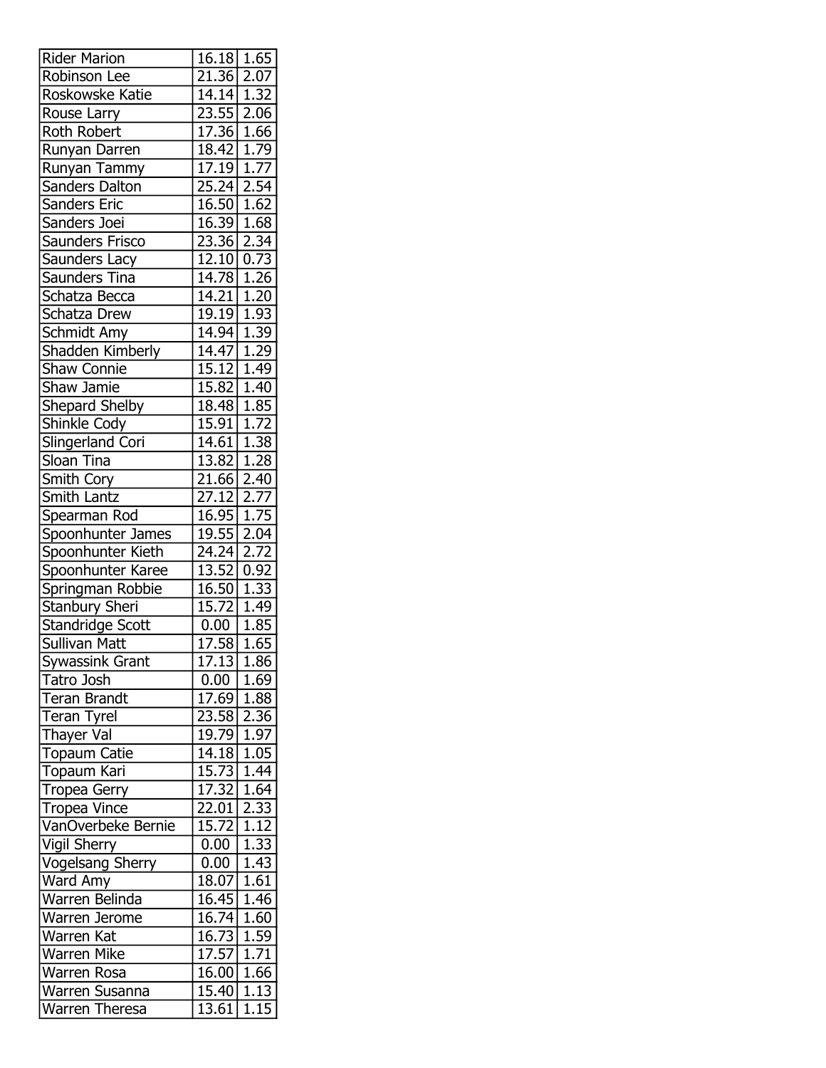| | | |
|---|---|---|
| Rider Marion | 16.18 | 1.65 |
| Robinson Lee | 21.36 | 2.07 |
| Roskowske Katie | 14.14 | 1.32 |
| Rouse Larry | 23.55 | 2.06 |
| Roth Robert | 17.36 | 1.66 |
| Runyan Darren | 18.42 | 1.79 |
| Runyan Tammy | 17.19 | 1.77 |
| Sanders Dalton | 25.24 | 2.54 |
| Sanders Eric | 16.50 | 1.62 |
| Sanders Joei | 16.39 | 1.68 |
| Saunders Frisco | 23.36 | 2.34 |
| Saunders Lacy | 12.10 | 0.73 |
| Saunders Tina | 14.78 | 1.26 |
| Schatza Becca | 14.21 | 1.20 |
| Schatza Drew | 19.19 | 1.93 |
| Schmidt Amy | 14.94 | 1.39 |
| Shadden Kimberly | 14.47 | 1.29 |
| Shaw Connie | 15.12 | 1.49 |
| Shaw Jamie | 15.82 | 1.40 |
| Shepard Shelby | 18.48 | 1.85 |
| Shinkle Cody | 15.91 | 1.72 |
| Slingerland Cori | 14.61 | 1.38 |
| Sloan Tina | 13.82 | 1.28 |
| Smith Cory | 21.66 | 2.40 |
| Smith Lantz | 27.12 | 2.77 |
| Spearman Rod | 16.95 | 1.75 |
| Spoonhunter James | 19.55 | 2.04 |
| Spoonhunter Kieth | 24.24 | 2.72 |
| Spoonhunter Karee | 13.52 | 0.92 |
| Springman Robbie | 16.50 | 1.33 |
| Stanbury Sheri | 15.72 | 1.49 |
| Standridge Scott | 0.00 | 1.85 |
| Sullivan Matt | 17.58 | 1.65 |
| Sywassink Grant | 17.13 | 1.86 |
| Tatro Josh | 0.00 | 1.69 |
| Teran Brandt | 17.69 | 1.88 |
| Teran Tyrel | 23.58 | 2.36 |
| Thayer Val | 19.79 | 1.97 |
| Topaum Catie | 14.18 | 1.05 |
| Topaum Kari | 15.73 | 1.44 |
| Tropea Gerry | 17.32 | 1.64 |
| Tropea Vince | 22.01 | 2.33 |
| VanOverbeke Bernie | 15.72 | 1.12 |
| Vigil Sherry | 0.00 | 1.33 |
| Vogelsang Sherry | 0.00 | 1.43 |
| Ward Amy | 18.07 | 1.61 |
| Warren Belinda | 16.45 | 1.46 |
| Warren Jerome | 16.74 | 1.60 |
| Warren Kat | 16.73 | 1.59 |
| Warren Mike | 17.57 | 1.71 |
| Warren Rosa | 16.00 | 1.66 |
| Warren Susanna | 15.40 | 1.13 |
| Warren Theresa | 13.61 | 1.15 |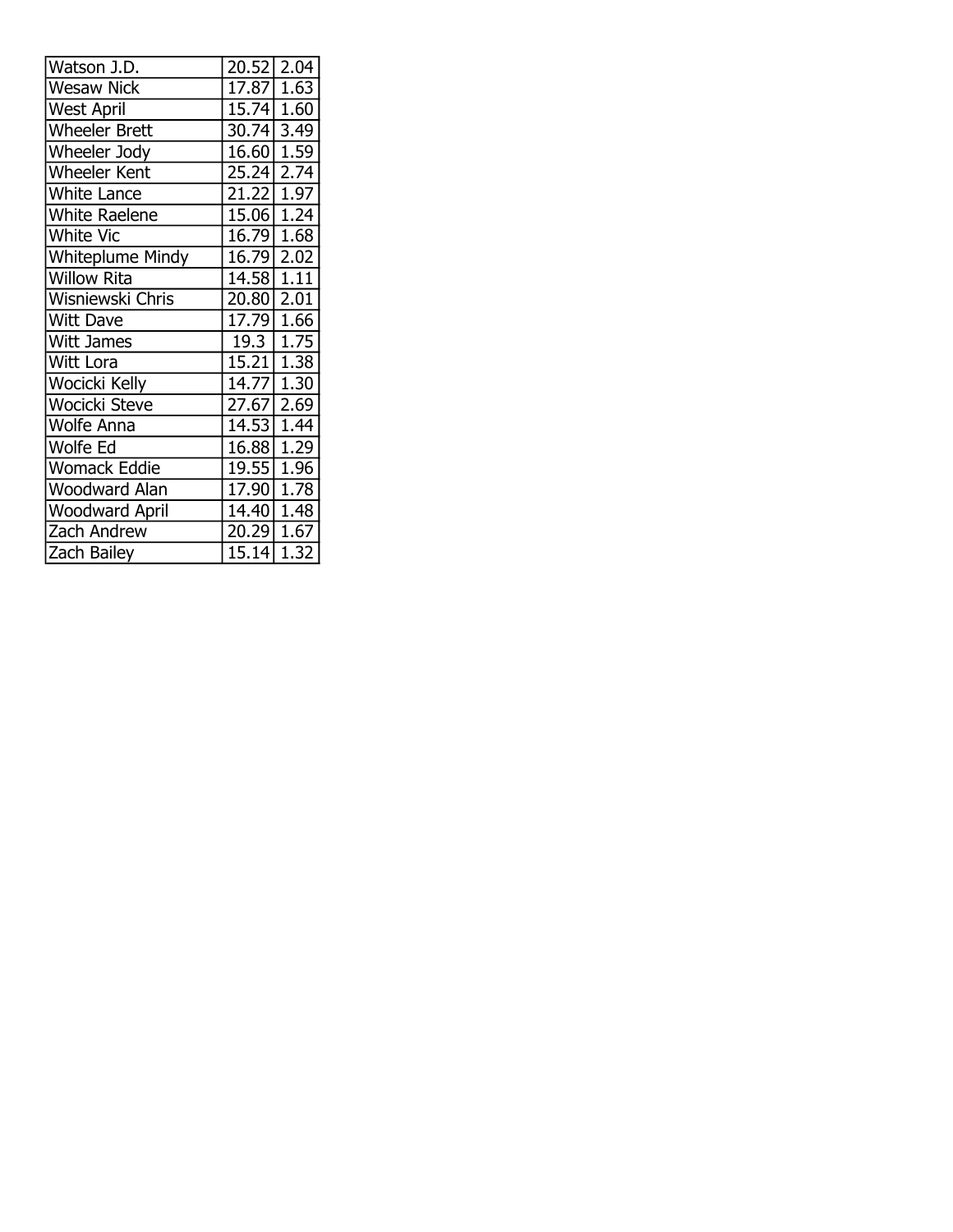| | | |
|---|---|---|
| Watson J.D. | 20.52 | 2.04 |
| Wesaw Nick | 17.87 | 1.63 |
| West April | 15.74 | 1.60 |
| Wheeler Brett | 30.74 | 3.49 |
| Wheeler Jody | 16.60 | 1.59 |
| Wheeler Kent | 25.24 | 2.74 |
| White Lance | 21.22 | 1.97 |
| White Raelene | 15.06 | 1.24 |
| White Vic | 16.79 | 1.68 |
| Whiteplume Mindy | 16.79 | 2.02 |
| Willow Rita | 14.58 | 1.11 |
| Wisniewski Chris | 20.80 | 2.01 |
| Witt Dave | 17.79 | 1.66 |
| Witt James | 19.3 | 1.75 |
| Witt Lora | 15.21 | 1.38 |
| Wocicki Kelly | 14.77 | 1.30 |
| Wocicki Steve | 27.67 | 2.69 |
| Wolfe Anna | 14.53 | 1.44 |
| Wolfe Ed | 16.88 | 1.29 |
| Womack Eddie | 19.55 | 1.96 |
| Woodward Alan | 17.90 | 1.78 |
| Woodward April | 14.40 | 1.48 |
| Zach Andrew | 20.29 | 1.67 |
| Zach Bailey | 15.14 | 1.32 |